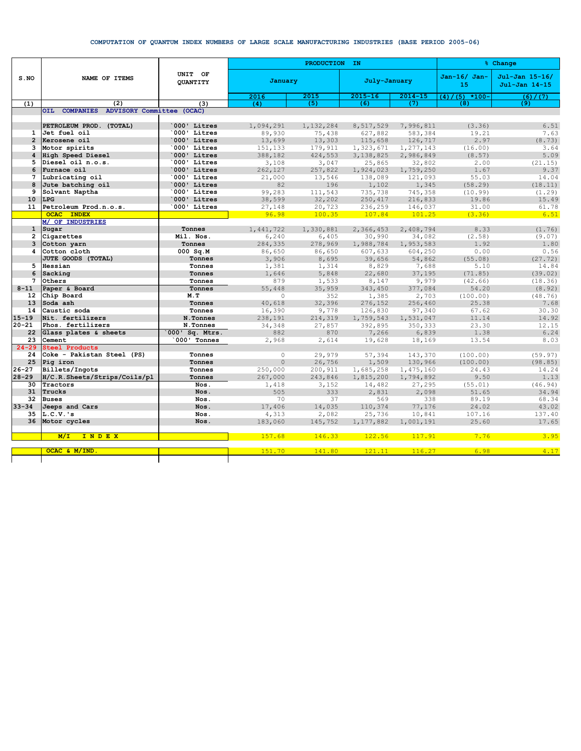# COMPUTATION OF QUANTUM INDEX NUMBERS OF LARGE SCALE MANUFACTURING INDUSTRIES (BASE PERIOD 2005-06)

| S.NO | NAME OF ITEMS | UNIT OF QUANTITY | PRODUCTION IN | | | | % Change | |
|---|---|---|---|---|---|---|---|---|
| | | | January | | July-January | | Jan-16/ Jan-15 | Jul-Jan 15-16/ Jul-Jan 14-15 |
| | | | 2016 | 2015 | 2015-16 | 2014-15 | (4)/(5) *100- | (6)/(7) |
| (1) | (2) | (3) | (4) | (5) | (6) | (7) | (8) | (9) |
| | OIL COMPANIES ADVISORY Committee (OCAC) | | | | | | | |
| | PETROLEUM PROD. (TOTAL) | `000' Litres | 1,094,291 | 1,132,284 | 8,517,529 | 7,996,811 | (3.36) | 6.51 |
| 1 | Jet fuel oil | `000' Litres | 89,930 | 75,438 | 627,882 | 583,384 | 19.21 | 7.63 |
| 2 | Kerosene oil | `000' Litres | 13,699 | 13,303 | 115,658 | 126,717 | 2.97 | (8.73) |
| 3 | Motor spirits | `000' Litres | 151,133 | 179,911 | 1,323,671 | 1,277,143 | (16.00) | 3.64 |
| 4 | High Speed Diesel | `000' Litres | 388,182 | 424,553 | 3,138,825 | 2,986,849 | (8.57) | 5.09 |
| 5 | Diesel oil n.o.s. | `000' Litres | 3,108 | 3,047 | 25,865 | 32,802 | 2.00 | (21.15) |
| 6 | Furnace oil | `000' Litres | 262,127 | 257,822 | 1,924,023 | 1,759,250 | 1.67 | 9.37 |
| 7 | Lubricating oil | `000' Litres | 21,000 | 13,546 | 138,089 | 121,093 | 55.03 | 14.04 |
| 8 | Jute batching oil | `000' Litres | 82 | 196 | 1,102 | 1,345 | (58.29) | (18.11) |
| 9 | Solvant Naptha | `000' Litres | 99,283 | 111,543 | 735,738 | 745,358 | (10.99) | (1.29) |
| 10 | LPG | `000' Litres | 38,599 | 32,202 | 250,417 | 216,833 | 19.86 | 15.49 |
| 11 | Petroleum Prod.n.o.s. | `000' Litres | 27,148 | 20,723 | 236,259 | 146,037 | 31.00 | 61.78 |
| | OCAC INDEX | | 96.98 | 100.35 | 107.84 | 101.25 | (3.36) | 6.51 |
| | M/ OF INDUSTRIES | | | | | | | |
| 1 | Sugar | Tonnes | 1,441,722 | 1,330,881 | 2,366,453 | 2,408,794 | 8.33 | (1.76) |
| 2 | Cigarettes | Mil. Nos. | 6,240 | 6,405 | 30,990 | 34,082 | (2.58) | (9.07) |
| 3 | Cotton yarn | Tonnes | 284,335 | 278,969 | 1,988,784 | 1,953,583 | 1.92 | 1.80 |
| 4 | Cotton cloth | 000 Sq.M | 86,650 | 86,650 | 607,633 | 604,250 | 0.00 | 0.56 |
| | JUTE GOODS (TOTAL) | Tonnes | 3,906 | 8,695 | 39,656 | 54,862 | (55.08) | (27.72) |
| 5 | Hessian | Tonnes | 1,381 | 1,314 | 8,829 | 7,688 | 5.10 | 14.84 |
| 6 | Sacking | Tonnes | 1,646 | 5,848 | 22,680 | 37,195 | (71.85) | (39.02) |
| 7 | Others | Tonnes | 879 | 1,533 | 8,147 | 9,979 | (42.66) | (18.36) |
| 8-11 | Paper & Board | Tonnes | 55,448 | 35,959 | 343,450 | 377,084 | 54.20 | (8.92) |
| 12 | Chip Board | M.T | 0 | 352 | 1,385 | 2,703 | (100.00) | (48.76) |
| 13 | Soda ash | Tonnes | 40,618 | 32,396 | 276,152 | 256,460 | 25.38 | 7.68 |
| 14 | Caustic soda | Tonnes | 16,390 | 9,778 | 126,830 | 97,340 | 67.62 | 30.30 |
| 15-19 | Nit. fertilizers | N.Tonnes | 238,191 | 214,319 | 1,759,543 | 1,531,047 | 11.14 | 14.92 |
| 20-21 | Phos. fertilizers | N.Tonnes | 34,348 | 27,857 | 392,895 | 350,333 | 23.30 | 12.15 |
| 22 | Glass plates & sheets | `000' Sq. Mtrs. | 882 | 870 | 7,266 | 6,839 | 1.38 | 6.24 |
| 23 | Cement | `000' Tonnes | 2,968 | 2,614 | 19,628 | 18,169 | 13.54 | 8.03 |
| 24-29 | Steel Products | | | | | | | |
| 24 | Coke - Pakistan Steel (PS) | Tonnes | 0 | 29,979 | 57,394 | 143,370 | (100.00) | (59.97) |
| 25 | Pig iron | Tonnes | 0 | 26,756 | 1,509 | 130,966 | (100.00) | (98.85) |
| 26-27 | Billets/Ingots | Tonnes | 250,000 | 200,911 | 1,685,258 | 1,475,160 | 24.43 | 14.24 |
| 28-29 | H/C.R.Sheets/Strips/Coils/pl | Tonnes | 267,000 | 243,846 | 1,815,200 | 1,794,892 | 9.50 | 1.13 |
| 30 | Tractors | Nos. | 1,418 | 3,152 | 14,482 | 27,295 | (55.01) | (46.94) |
| 31 | Trucks | Nos. | 505 | 333 | 2,831 | 2,098 | 51.65 | 34.94 |
| 32 | Buses | Nos. | 70 | 37 | 569 | 338 | 89.19 | 68.34 |
| 33-34 | Jeeps and Cars | Nos. | 17,406 | 14,035 | 110,374 | 77,176 | 24.02 | 43.02 |
| 35 | L.C.V.'s | Nos. | 4,313 | 2,082 | 25,736 | 10,841 | 107.16 | 137.40 |
| 36 | Motor cycles | Nos. | 183,060 | 145,752 | 1,177,882 | 1,001,191 | 25.60 | 17.65 |
| | M/I I N D E X | | 157.68 | 146.33 | 122.56 | 117.91 | 7.76 | 3.95 |
| | OCAC & M/IND. | | 151.70 | 141.80 | 121.11 | 116.27 | 6.98 | 4.17 |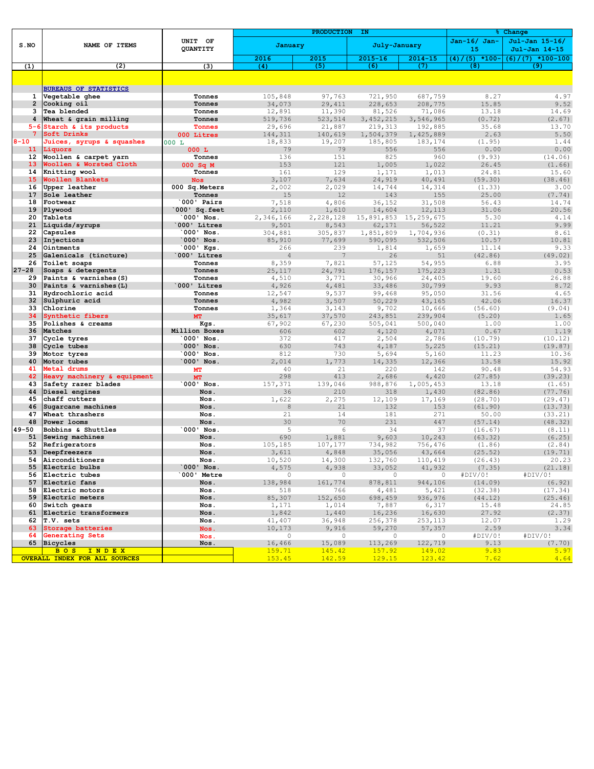| S.NO | NAME OF ITEMS | UNIT OF QUANTITY | PRODUCTION IN | | | | % Change | |
|---|---|---|---|---|---|---|---|---|
| | | | January | | July-January | | Jan-16/ Jan-15 | Jul-Jan 15-16/ Jul-Jan 14-15 |
| | | | 2016 | 2015 | 2015-16 | 2014-15 | (4)/(5) *100-100 | (6)/(7) *100-100 |
| (1) | (2) | (3) | (4) | (5) | (6) | (7) | (8) | (9) |
| | BUREAUS OF STATISTICS | | | | | | | |
| 1 | Vegetable ghee | Tonnes | 105,848 | 97,763 | 721,950 | 687,759 | 8.27 | 4.97 |
| 2 | Cooking oil | Tonnes | 34,073 | 29,411 | 228,653 | 208,775 | 15.85 | 9.52 |
| 3 | Tea blended | Tonnes | 12,891 | 11,390 | 81,526 | 71,086 | 13.18 | 14.69 |
| 4 | Wheat & grain milling | Tonnes | 519,736 | 523,514 | 3,452,215 | 3,546,965 | (0.72) | (2.67) |
| 5-6 | Starch & its products | Tonnes | 29,696 | 21,887 | 219,313 | 192,885 | 35.68 | 13.70 |
| 7 | Soft Drinks | 000 Litres | 144,311 | 140,619 | 1,504,379 | 1,425,889 | 2.63 | 5.50 |
| 8-10 | Juices, syrups & squashes | 000 L | 18,833 | 19,207 | 185,805 | 183,174 | (1.95) | 1.44 |
| 11 | Liquors | 000 L | 79 | 79 | 556 | 556 | 0.00 | 0.00 |
| 12 | Woollen & carpet yarn | Tonnes | 136 | 151 | 825 | 960 | (9.93) | (14.06) |
| 13 | Woollen & Worsted Cloth | 000 Sq M | 153 | 121 | 1,005 | 1,022 | 26.45 | (1.66) |
| 14 | Knitting wool | Tonnes | 161 | 129 | 1,171 | 1,013 | 24.81 | 15.60 |
| 15 | Woollen Blankets | Nos | 3,107 | 7,634 | 24,919 | 40,491 | (59.30) | (38.46) |
| 16 | Upper leather | 000 Sq.Meters | 2,002 | 2,029 | 14,744 | 14,314 | (1.33) | 3.00 |
| 17 | Sole leather | Tonnes | 15 | 12 | 143 | 155 | 25.00 | (7.74) |
| 18 | Footwear | `000' Pairs | 7,518 | 4,806 | 36,152 | 31,508 | 56.43 | 14.74 |
| 19 | Plywood | `000' Sq.feet | 2,110 | 1,610 | 14,604 | 12,113 | 31.06 | 20.56 |
| 20 | Tablets | `000' Nos. | 2,346,166 | 2,228,128 | 15,891,853 | 15,259,675 | 5.30 | 4.14 |
| 21 | Liquids/syrups | `000' Litres | 9,501 | 8,543 | 62,171 | 56,522 | 11.21 | 9.99 |
| 22 | Capsules | `000' Nos. | 304,881 | 305,837 | 1,851,809 | 1,704,936 | (0.31) | 8.61 |
| 23 | Injections | `000' Nos. | 85,910 | 77,699 | 590,095 | 532,506 | 10.57 | 10.81 |
| 24 | Ointments | `000' Kgs. | 266 | 239 | 1,814 | 1,659 | 11.14 | 9.33 |
| 25 | Galenicals (tincture) | `000' Litres | 4 | 7 | 26 | 51 | (42.86) | (49.02) |
| 26 | Toilet soaps | Tonnes | 8,359 | 7,821 | 57,125 | 54,955 | 6.88 | 3.95 |
| 27-28 | Soaps & detergents | Tonnes | 25,117 | 24,791 | 176,157 | 175,223 | 1.31 | 0.53 |
| 29 | Paints & varnishes(S) | Tonnes | 4,510 | 3,771 | 30,966 | 24,405 | 19.60 | 26.88 |
| 30 | Paints & varnishes(L) | `000' Litres | 4,926 | 4,481 | 33,486 | 30,799 | 9.93 | 8.72 |
| 31 | Hydrochloric acid | Tonnes | 12,547 | 9,537 | 99,468 | 95,050 | 31.56 | 4.65 |
| 32 | Sulphuric acid | Tonnes | 4,982 | 3,507 | 50,229 | 43,165 | 42.06 | 16.37 |
| 33 | Chlorine | Tonnes | 1,364 | 3,143 | 9,702 | 10,666 | (56.60) | (9.04) |
| 34 | Synthetic fibers | MT | 35,617 | 37,570 | 243,851 | 239,904 | (5.20) | 1.65 |
| 35 | Polishes & creams | Kgs. | 67,902 | 67,230 | 505,041 | 500,040 | 1.00 | 1.00 |
| 36 | Matches | Million Boxes | 606 | 602 | 4,120 | 4,071 | 0.67 | 1.19 |
| 37 | Cycle tyres | `000' Nos. | 372 | 417 | 2,504 | 2,786 | (10.79) | (10.12) |
| 38 | Cycle tubes | `000' Nos. | 630 | 743 | 4,187 | 5,225 | (15.21) | (19.87) |
| 39 | Motor tyres | `000' Nos. | 812 | 730 | 5,694 | 5,160 | 11.23 | 10.36 |
| 40 | Motor tubes | `000' Nos. | 2,014 | 1,773 | 14,335 | 12,366 | 13.58 | 15.92 |
| 41 | Metal drums | MT | 40 | 21 | 220 | 142 | 90.48 | 54.93 |
| 42 | Heavy machinery & equipment | MT | 298 | 413 | 2,686 | 4,420 | (27.85) | (39.23) |
| 43 | Safety razer blades | `000' Nos. | 157,371 | 139,046 | 988,876 | 1,005,453 | 13.18 | (1.65) |
| 44 | Diesel engines | Nos. | 36 | 210 | 318 | 1,430 | (82.86) | (77.76) |
| 45 | chaff cutters | Nos. | 1,622 | 2,275 | 12,109 | 17,169 | (28.70) | (29.47) |
| 46 | Sugarcane machines | Nos. | 8 | 21 | 132 | 153 | (61.90) | (13.73) |
| 47 | Wheat thrashers | Nos. | 21 | 14 | 181 | 271 | 50.00 | (33.21) |
| 48 | Power looms | Nos. | 30 | 70 | 231 | 447 | (57.14) | (48.32) |
| 49-50 | Bobbins & Shuttles | `000' Nos. | 5 | 6 | 34 | 37 | (16.67) | (8.11) |
| 51 | Sewing machines | Nos. | 690 | 1,881 | 9,603 | 10,243 | (63.32) | (6.25) |
| 52 | Refrigerators | Nos. | 105,185 | 107,177 | 734,982 | 756,476 | (1.86) | (2.84) |
| 53 | Deepfreezers | Nos. | 3,611 | 4,848 | 35,056 | 43,664 | (25.52) | (19.71) |
| 54 | Airconditioners | Nos. | 10,520 | 14,300 | 132,760 | 110,419 | (26.43) | 20.23 |
| 55 | Electric bulbs | `000' Nos. | 4,575 | 4,938 | 33,052 | 41,932 | (7.35) | (21.18) |
| 56 | Electric tubes | `000' Metre | 0 | 0 | 0 | 0 | #DIV/0! | #DIV/0! |
| 57 | Electric fans | Nos. | 138,984 | 161,774 | 878,811 | 944,106 | (14.09) | (6.92) |
| 58 | Electric motors | Nos. | 518 | 766 | 4,481 | 5,421 | (32.38) | (17.34) |
| 59 | Electric meters | Nos. | 85,307 | 152,650 | 698,459 | 936,976 | (44.12) | (25.46) |
| 60 | Switch gears | Nos. | 1,171 | 1,014 | 7,887 | 6,317 | 15.48 | 24.85 |
| 61 | Electric transformers | Nos. | 1,842 | 1,440 | 16,236 | 16,630 | 27.92 | (2.37) |
| 62 | T.V. sets | Nos. | 41,407 | 36,948 | 256,378 | 253,113 | 12.07 | 1.29 |
| 63 | Storage batteries | Nos. | 10,173 | 9,916 | 59,270 | 57,357 | 2.59 | 3.34 |
| 64 | Generating Sets | Nos. | 0 | 0 | 0 | 0 | #DIV/0! | #DIV/0! |
| 65 | Bicycles | Nos. | 16,466 | 15,089 | 113,269 | 122,719 | 9.13 | (7.70) |
| | B O S I N D E X | | 159.71 | 145.42 | 157.92 | 149.02 | 9.83 | 5.97 |
| | OVERALL INDEX FOR ALL SOURCES | | 153.45 | 142.59 | 129.15 | 123.42 | 7.62 | 4.64 |